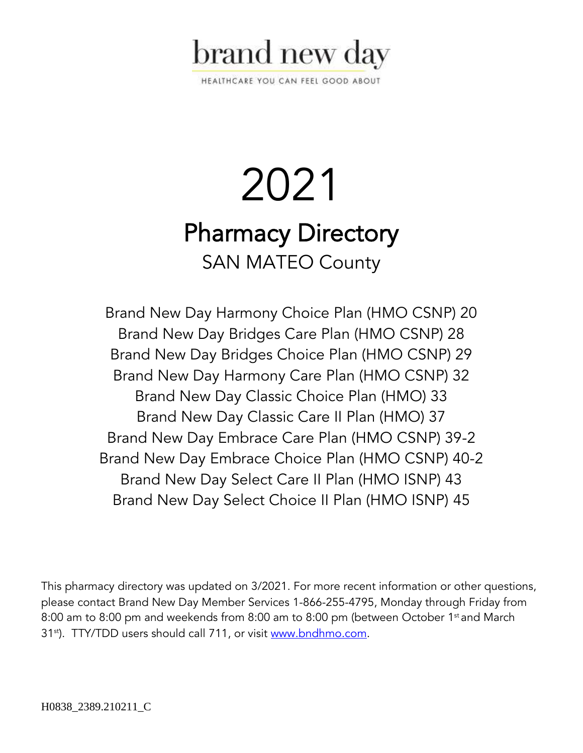brand new day

HEALTHCARE YOU CAN FEEL GOOD ABOUT

# 2021

# Pharmacy Directory

## SAN MATEO County

Brand New Day Harmony Choice Plan (HMO CSNP) 20
Brand New Day Bridges Care Plan (HMO CSNP) 28
Brand New Day Bridges Choice Plan (HMO CSNP) 29
Brand New Day Harmony Care Plan (HMO CSNP) 32
Brand New Day Classic Choice Plan (HMO) 33
Brand New Day Classic Care II Plan (HMO) 37
Brand New Day Embrace Care Plan (HMO CSNP) 39-2
Brand New Day Embrace Choice Plan (HMO CSNP) 40-2
Brand New Day Select Care II Plan (HMO ISNP) 43
Brand New Day Select Choice II Plan (HMO ISNP) 45

This pharmacy directory was updated on 3/2021. For more recent information or other questions, please contact Brand New Day Member Services 1-866-255-4795, Monday through Friday from 8:00 am to 8:00 pm and weekends from 8:00 am to 8:00 pm (between October 1st and March 31st). TTY/TDD users should call 711, or visit www.bndhmo.com.

H0838_2389.210211_C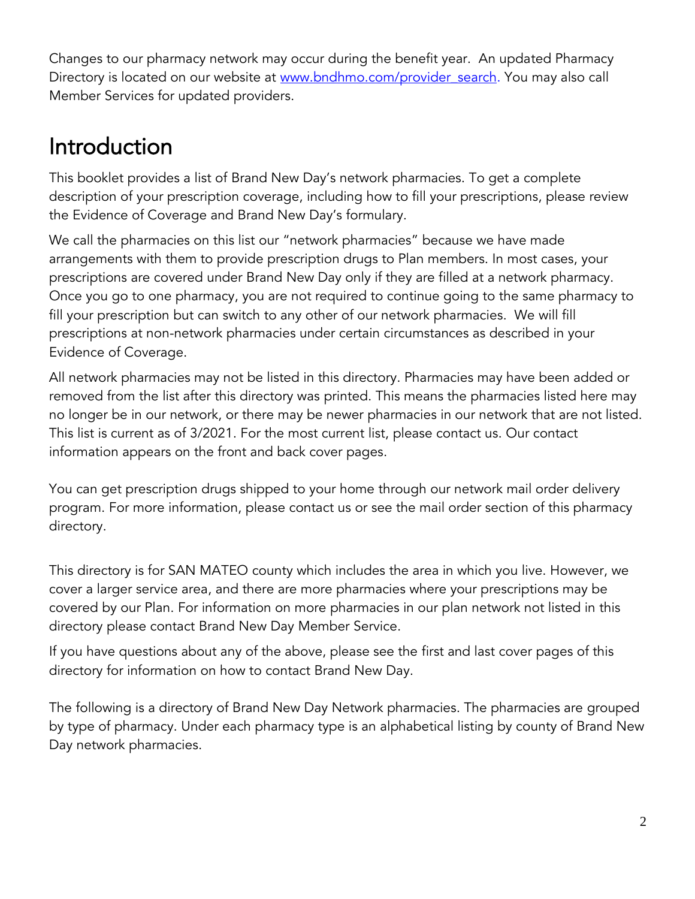Changes to our pharmacy network may occur during the benefit year. An updated Pharmacy Directory is located on our website at [www.bndhmo.com/provider_search](www.bndhmo.com/provider_search). You may also call Member Services for updated providers.

# Introduction

This booklet provides a list of Brand New Day's network pharmacies. To get a complete description of your prescription coverage, including how to fill your prescriptions, please review the Evidence of Coverage and Brand New Day's formulary.

We call the pharmacies on this list our "network pharmacies" because we have made arrangements with them to provide prescription drugs to Plan members. In most cases, your prescriptions are covered under Brand New Day only if they are filled at a network pharmacy. Once you go to one pharmacy, you are not required to continue going to the same pharmacy to fill your prescription but can switch to any other of our network pharmacies. We will fill prescriptions at non-network pharmacies under certain circumstances as described in your Evidence of Coverage.

All network pharmacies may not be listed in this directory. Pharmacies may have been added or removed from the list after this directory was printed. This means the pharmacies listed here may no longer be in our network, or there may be newer pharmacies in our network that are not listed. This list is current as of 3/2021. For the most current list, please contact us. Our contact information appears on the front and back cover pages.

You can get prescription drugs shipped to your home through our network mail order delivery program. For more information, please contact us or see the mail order section of this pharmacy directory.

This directory is for SAN MATEO county which includes the area in which you live. However, we cover a larger service area, and there are more pharmacies where your prescriptions may be covered by our Plan. For information on more pharmacies in our plan network not listed in this directory please contact Brand New Day Member Service.

If you have questions about any of the above, please see the first and last cover pages of this directory for information on how to contact Brand New Day.

The following is a directory of Brand New Day Network pharmacies. The pharmacies are grouped by type of pharmacy. Under each pharmacy type is an alphabetical listing by county of Brand New Day network pharmacies.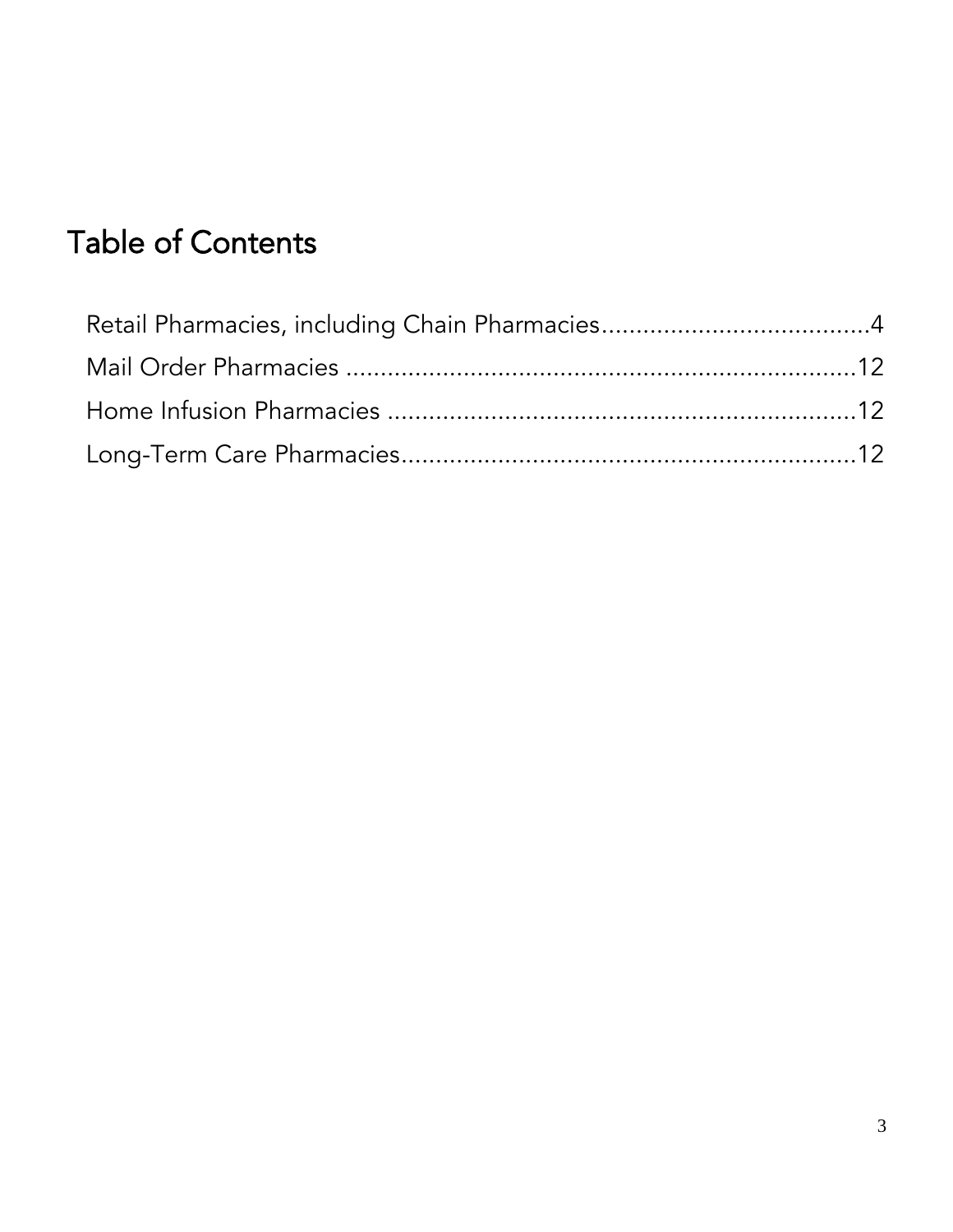# Table of Contents

Retail Pharmacies, including Chain Pharmacies......................................4
Mail Order Pharmacies ..........................................................................12
Home Infusion Pharmacies ....................................................................12
Long-Term Care Pharmacies..................................................................12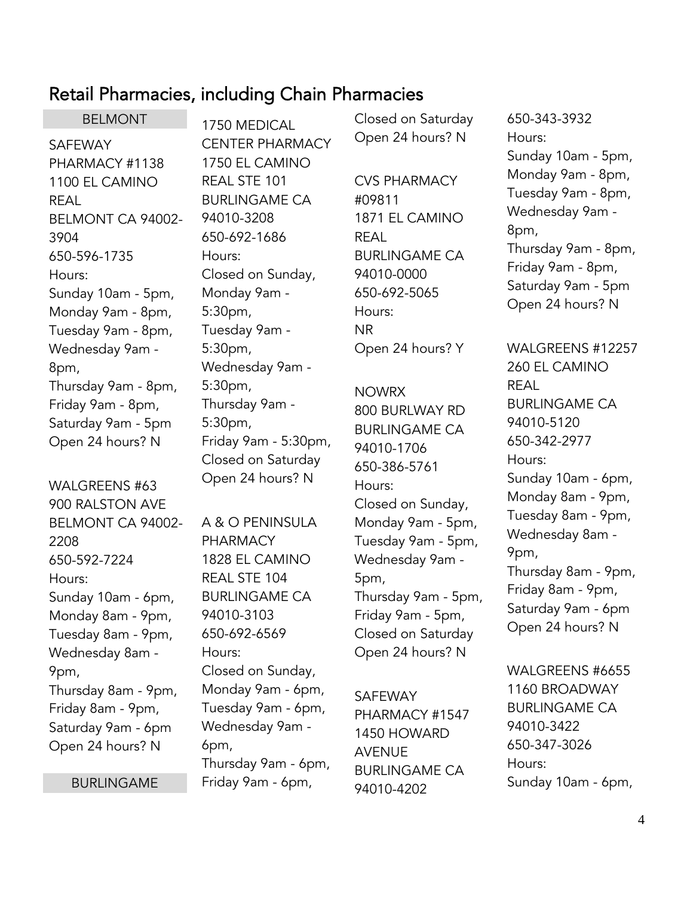# Retail Pharmacies, including Chain Pharmacies

## BELMONT

SAFEWAY PHARMACY #1138
1100 EL CAMINO REAL
BELMONT CA 94002-3904
650-596-1735
Hours:
Sunday 10am - 5pm,
Monday 9am - 8pm,
Tuesday 9am - 8pm,
Wednesday 9am - 8pm,
Thursday 9am - 8pm,
Friday 9am - 8pm,
Saturday 9am - 5pm
Open 24 hours? N

WALGREENS #63
900 RALSTON AVE
BELMONT CA 94002-2208
650-592-7224
Hours:
Sunday 10am - 6pm,
Monday 8am - 9pm,
Tuesday 8am - 9pm,
Wednesday 8am - 9pm,
Thursday 8am - 9pm,
Friday 8am - 9pm,
Saturday 9am - 6pm
Open 24 hours? N

## BURLINGAME

1750 MEDICAL CENTER PHARMACY
1750 EL CAMINO REAL STE 101
BURLINGAME CA 94010-3208
650-692-1686
Hours:
Closed on Sunday,
Monday 9am - 5:30pm,
Tuesday 9am - 5:30pm,
Wednesday 9am - 5:30pm,
Thursday 9am - 5:30pm,
Friday 9am - 5:30pm,
Closed on Saturday
Open 24 hours? N

A & O PENINSULA PHARMACY
1828 EL CAMINO REAL STE 104
BURLINGAME CA 94010-3103
650-692-6569
Hours:
Closed on Sunday,
Monday 9am - 6pm,
Tuesday 9am - 6pm,
Wednesday 9am - 6pm,
Thursday 9am - 6pm,
Friday 9am - 6pm,
Closed on Saturday
Open 24 hours? N

CVS PHARMACY #09811
1871 EL CAMINO REAL
BURLINGAME CA 94010-0000
650-692-5065
Hours:
NR
Open 24 hours? Y

NOWRX
800 BURLWAY RD
BURLINGAME CA 94010-1706
650-386-5761
Hours:
Closed on Sunday,
Monday 9am - 5pm,
Tuesday 9am - 5pm,
Wednesday 9am - 5pm,
Thursday 9am - 5pm,
Friday 9am - 5pm,
Closed on Saturday
Open 24 hours? N

SAFEWAY PHARMACY #1547
1450 HOWARD AVENUE
BURLINGAME CA 94010-4202
650-343-3932
Hours:
Sunday 10am - 5pm,
Monday 9am - 8pm,
Tuesday 9am - 8pm,
Wednesday 9am - 8pm,
Thursday 9am - 8pm,
Friday 9am - 8pm,
Saturday 9am - 5pm
Open 24 hours? N

WALGREENS #12257
260 EL CAMINO REAL
BURLINGAME CA 94010-5120
650-342-2977
Hours:
Sunday 10am - 6pm,
Monday 8am - 9pm,
Tuesday 8am - 9pm,
Wednesday 8am - 9pm,
Thursday 8am - 9pm,
Friday 8am - 9pm,
Saturday 9am - 6pm
Open 24 hours? N

WALGREENS #6655
1160 BROADWAY
BURLINGAME CA 94010-3422
650-347-3026
Hours:
Sunday 10am - 6pm,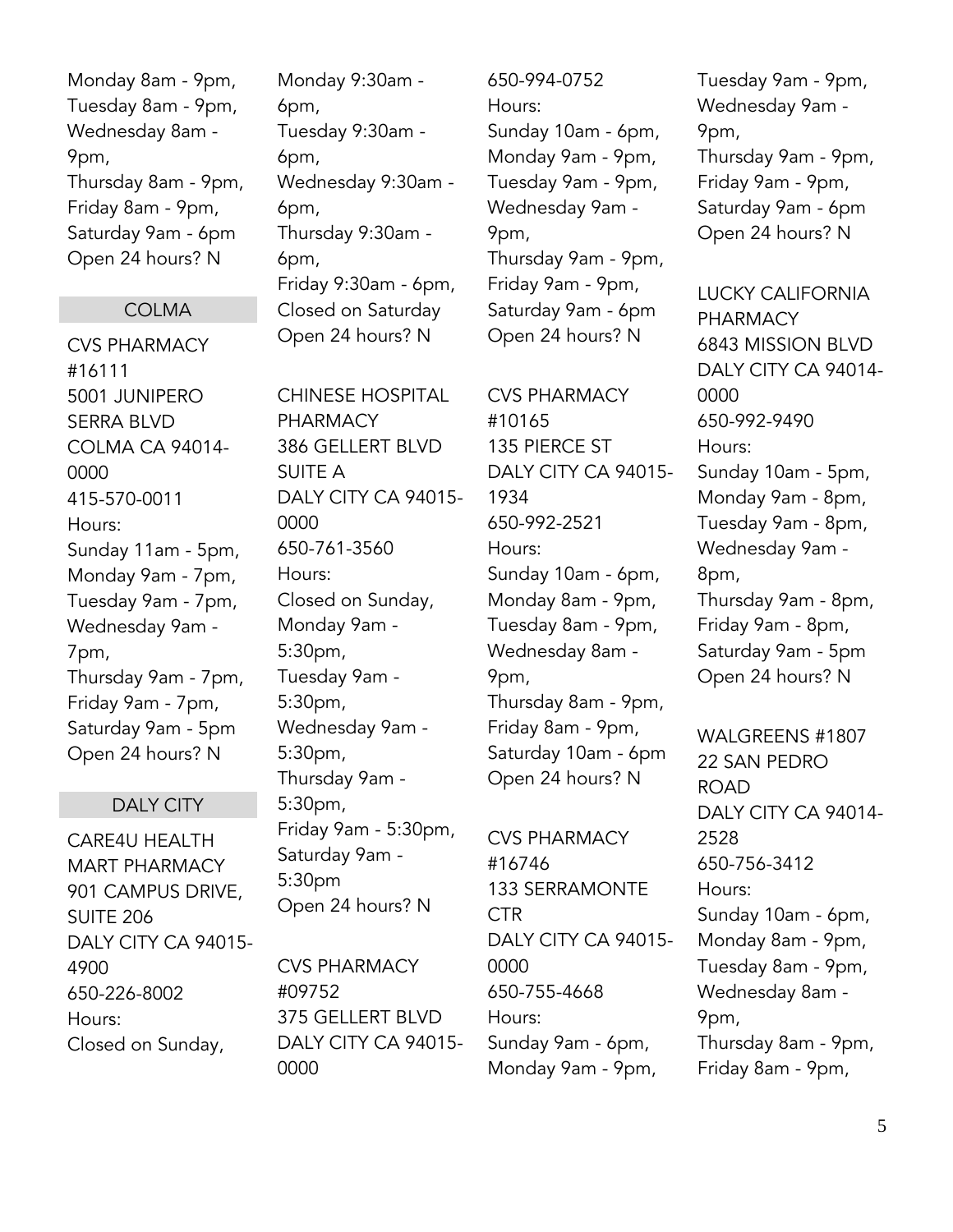Monday 8am - 9pm,
Tuesday 8am - 9pm,
Wednesday 8am - 9pm,
Thursday 8am - 9pm,
Friday 8am - 9pm,
Saturday 9am - 6pm
Open 24 hours? N

## COLMA

CVS PHARMACY #16111
5001 JUNIPERO SERRA BLVD
COLMA CA 94014-0000
415-570-0011
Hours:
Sunday 11am - 5pm,
Monday 9am - 7pm,
Tuesday 9am - 7pm,
Wednesday 9am - 7pm,
Thursday 9am - 7pm,
Friday 9am - 7pm,
Saturday 9am - 5pm
Open 24 hours? N

## DALY CITY

CARE4U HEALTH MART PHARMACY
901 CAMPUS DRIVE, SUITE 206
DALY CITY CA 94015-4900
650-226-8002
Hours:
Closed on Sunday,
Monday 9:30am - 6pm,
Tuesday 9:30am - 6pm,
Wednesday 9:30am - 6pm,
Thursday 9:30am - 6pm,
Friday 9:30am - 6pm,
Closed on Saturday
Open 24 hours? N

CHINESE HOSPITAL PHARMACY
386 GELLERT BLVD SUITE A
DALY CITY CA 94015-0000
650-761-3560
Hours:
Closed on Sunday,
Monday 9am - 5:30pm,
Tuesday 9am - 5:30pm,
Wednesday 9am - 5:30pm,
Thursday 9am - 5:30pm,
Friday 9am - 5:30pm,
Saturday 9am - 5:30pm
Open 24 hours? N

CVS PHARMACY #09752
375 GELLERT BLVD
DALY CITY CA 94015-0000
650-994-0752
Hours:
Sunday 10am - 6pm,
Monday 9am - 9pm,
Tuesday 9am - 9pm,
Wednesday 9am - 9pm,
Thursday 9am - 9pm,
Friday 9am - 9pm,
Saturday 9am - 6pm
Open 24 hours? N

CVS PHARMACY #10165
135 PIERCE ST
DALY CITY CA 94015-1934
650-992-2521
Hours:
Sunday 10am - 6pm,
Monday 8am - 9pm,
Tuesday 8am - 9pm,
Wednesday 8am - 9pm,
Thursday 8am - 9pm,
Friday 8am - 9pm,
Saturday 10am - 6pm
Open 24 hours? N

CVS PHARMACY #16746
133 SERRAMONTE CTR
DALY CITY CA 94015-0000
650-755-4668
Hours:
Sunday 9am - 6pm,
Monday 9am - 9pm,
Tuesday 9am - 9pm,
Wednesday 9am - 9pm,
Thursday 9am - 9pm,
Friday 9am - 9pm,
Saturday 9am - 6pm
Open 24 hours? N

LUCKY CALIFORNIA PHARMACY
6843 MISSION BLVD
DALY CITY CA 94014-0000
650-992-9490
Hours:
Sunday 10am - 5pm,
Monday 9am - 8pm,
Tuesday 9am - 8pm,
Wednesday 9am - 8pm,
Thursday 9am - 8pm,
Friday 9am - 8pm,
Saturday 9am - 5pm
Open 24 hours? N

WALGREENS #1807
22 SAN PEDRO ROAD
DALY CITY CA 94014-2528
650-756-3412
Hours:
Sunday 10am - 6pm,
Monday 8am - 9pm,
Tuesday 8am - 9pm,
Wednesday 8am - 9pm,
Thursday 8am - 9pm,
Friday 8am - 9pm,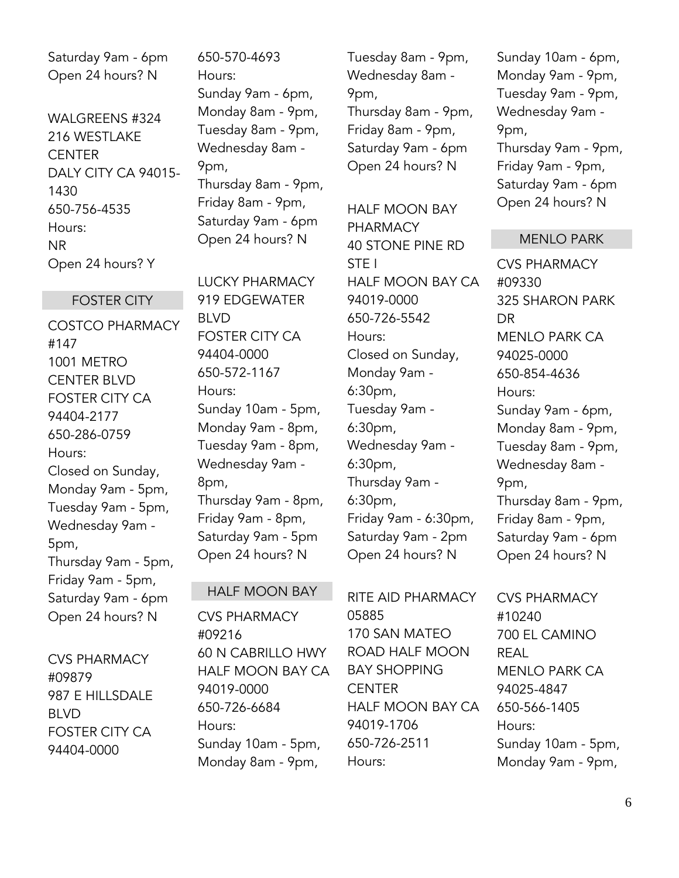Saturday 9am - 6pm
Open 24 hours? N

WALGREENS #324
216 WESTLAKE CENTER
DALY CITY CA 94015-1430
650-756-4535
Hours:
NR
Open 24 hours? Y

## FOSTER CITY

COSTCO PHARMACY #147
1001 METRO CENTER BLVD
FOSTER CITY CA 94404-2177
650-286-0759
Hours:
Closed on Sunday,
Monday 9am - 5pm,
Tuesday 9am - 5pm,
Wednesday 9am - 5pm,
Thursday 9am - 5pm,
Friday 9am - 5pm,
Saturday 9am - 6pm
Open 24 hours? N

CVS PHARMACY #09879
987 E HILLSDALE BLVD
FOSTER CITY CA 94404-0000
650-570-4693
Hours:
Sunday 9am - 6pm,
Monday 8am - 9pm,
Tuesday 8am - 9pm,
Wednesday 8am - 9pm,
Thursday 8am - 9pm,
Friday 8am - 9pm,
Saturday 9am - 6pm
Open 24 hours? N

LUCKY PHARMACY
919 EDGEWATER BLVD
FOSTER CITY CA 94404-0000
650-572-1167
Hours:
Sunday 10am - 5pm,
Monday 9am - 8pm,
Tuesday 9am - 8pm,
Wednesday 9am - 8pm,
Thursday 9am - 8pm,
Friday 9am - 8pm,
Saturday 9am - 5pm
Open 24 hours? N

## HALF MOON BAY

CVS PHARMACY #09216
60 N CABRILLO HWY
HALF MOON BAY CA 94019-0000
650-726-6684
Hours:
Sunday 10am - 5pm,
Monday 8am - 9pm,
Tuesday 8am - 9pm,
Wednesday 8am - 9pm,
Thursday 8am - 9pm,
Friday 8am - 9pm,
Saturday 9am - 6pm
Open 24 hours? N

HALF MOON BAY PHARMACY
40 STONE PINE RD STE I
HALF MOON BAY CA 94019-0000
650-726-5542
Hours:
Closed on Sunday,
Monday 9am - 6:30pm,
Tuesday 9am - 6:30pm,
Wednesday 9am - 6:30pm,
Thursday 9am - 6:30pm,
Friday 9am - 6:30pm,
Saturday 9am - 2pm
Open 24 hours? N

RITE AID PHARMACY 05885
170 SAN MATEO ROAD HALF MOON BAY SHOPPING CENTER
HALF MOON BAY CA 94019-1706
650-726-2511
Hours:
Sunday 10am - 6pm,
Monday 9am - 9pm,
Tuesday 9am - 9pm,
Wednesday 9am - 9pm,
Thursday 9am - 9pm,
Friday 9am - 9pm,
Saturday 9am - 6pm
Open 24 hours? N

## MENLO PARK

CVS PHARMACY #09330
325 SHARON PARK DR
MENLO PARK CA 94025-0000
650-854-4636
Hours:
Sunday 9am - 6pm,
Monday 8am - 9pm,
Tuesday 8am - 9pm,
Wednesday 8am - 9pm,
Thursday 8am - 9pm,
Friday 8am - 9pm,
Saturday 9am - 6pm
Open 24 hours? N

CVS PHARMACY #10240
700 EL CAMINO REAL
MENLO PARK CA 94025-4847
650-566-1405
Hours:
Sunday 10am - 5pm,
Monday 9am - 9pm,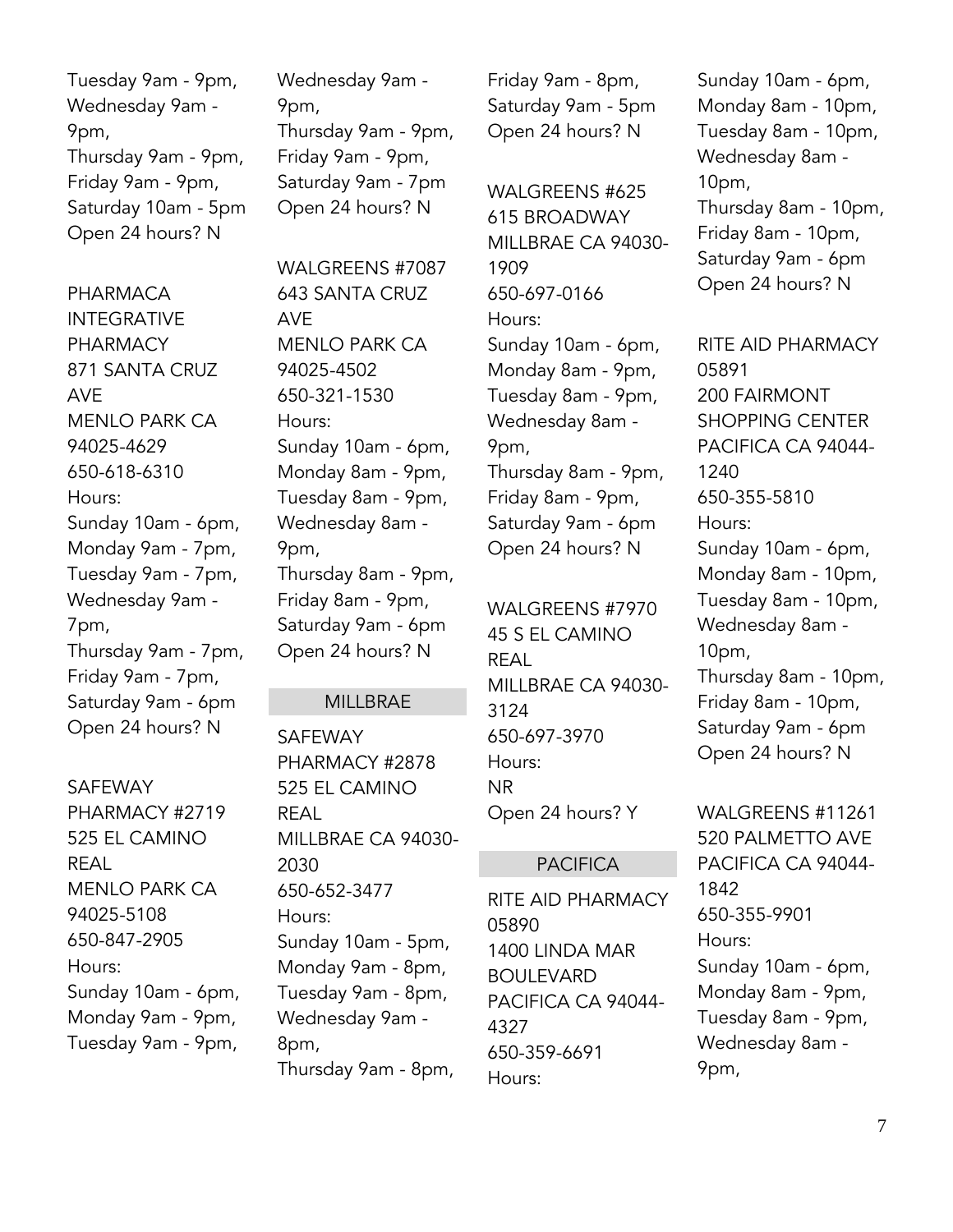Tuesday 9am - 9pm,
Wednesday 9am - 9pm,
Thursday 9am - 9pm,
Friday 9am - 9pm,
Saturday 10am - 5pm
Open 24 hours? N

PHARMACA INTEGRATIVE PHARMACY
871 SANTA CRUZ AVE
MENLO PARK CA 94025-4629
650-618-6310
Hours:
Sunday 10am - 6pm,
Monday 9am - 7pm,
Tuesday 9am - 7pm,
Wednesday 9am - 7pm,
Thursday 9am - 7pm,
Friday 9am - 7pm,
Saturday 9am - 6pm
Open 24 hours? N

SAFEWAY PHARMACY #2719
525 EL CAMINO REAL
MENLO PARK CA 94025-5108
650-847-2905
Hours:
Sunday 10am - 6pm,
Monday 9am - 9pm,
Tuesday 9am - 9pm,
Wednesday 9am - 9pm,
Thursday 9am - 9pm,
Friday 9am - 9pm,
Saturday 9am - 7pm
Open 24 hours? N

WALGREENS #7087
643 SANTA CRUZ AVE
MENLO PARK CA 94025-4502
650-321-1530
Hours:
Sunday 10am - 6pm,
Monday 8am - 9pm,
Tuesday 8am - 9pm,
Wednesday 8am - 9pm,
Thursday 8am - 9pm,
Friday 8am - 9pm,
Saturday 9am - 6pm
Open 24 hours? N

## MILLBRAE

SAFEWAY PHARMACY #2878
525 EL CAMINO REAL
MILLBRAE CA 94030-2030
650-652-3477
Hours:
Sunday 10am - 5pm,
Monday 9am - 8pm,
Tuesday 9am - 8pm,
Wednesday 9am - 8pm,
Thursday 9am - 8pm,
Friday 9am - 8pm,
Saturday 9am - 5pm
Open 24 hours? N

WALGREENS #625
615 BROADWAY
MILLBRAE CA 94030-1909
650-697-0166
Hours:
Sunday 10am - 6pm,
Monday 8am - 9pm,
Tuesday 8am - 9pm,
Wednesday 8am - 9pm,
Thursday 8am - 9pm,
Friday 8am - 9pm,
Saturday 9am - 6pm
Open 24 hours? N

WALGREENS #7970
45 S EL CAMINO REAL
MILLBRAE CA 94030-3124
650-697-3970
Hours:
NR
Open 24 hours? Y

## PACIFICA

RITE AID PHARMACY 05890
1400 LINDA MAR BOULEVARD
PACIFICA CA 94044-4327
650-359-6691
Hours:
Sunday 10am - 6pm,
Monday 8am - 10pm,
Tuesday 8am - 10pm,
Wednesday 8am - 10pm,
Thursday 8am - 10pm,
Friday 8am - 10pm,
Saturday 9am - 6pm
Open 24 hours? N

RITE AID PHARMACY 05891
200 FAIRMONT SHOPPING CENTER
PACIFICA CA 94044-1240
650-355-5810
Hours:
Sunday 10am - 6pm,
Monday 8am - 10pm,
Tuesday 8am - 10pm,
Wednesday 8am - 10pm,
Thursday 8am - 10pm,
Friday 8am - 10pm,
Saturday 9am - 6pm
Open 24 hours? N

WALGREENS #11261
520 PALMETTO AVE
PACIFICA CA 94044-1842
650-355-9901
Hours:
Sunday 10am - 6pm,
Monday 8am - 9pm,
Tuesday 8am - 9pm,
Wednesday 8am - 9pm,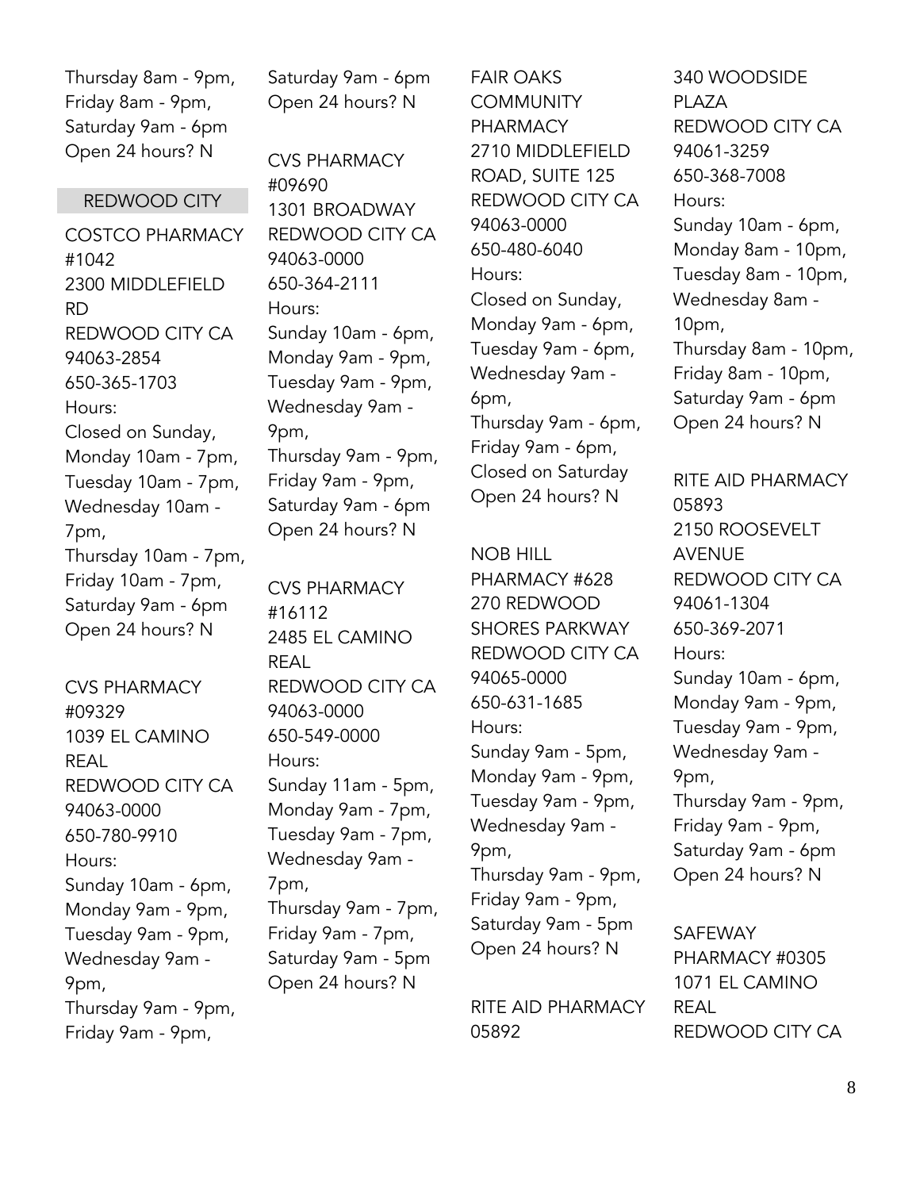Thursday 8am - 9pm,
Friday 8am - 9pm,
Saturday 9am - 6pm
Open 24 hours? N

## REDWOOD CITY

COSTCO PHARMACY #1042
2300 MIDDLEFIELD RD
REDWOOD CITY CA 94063-2854
650-365-1703
Hours:
Closed on Sunday,
Monday 10am - 7pm,
Tuesday 10am - 7pm,
Wednesday 10am - 7pm,
Thursday 10am - 7pm,
Friday 10am - 7pm,
Saturday 9am - 6pm
Open 24 hours? N

CVS PHARMACY #09329
1039 EL CAMINO REAL
REDWOOD CITY CA 94063-0000
650-780-9910
Hours:
Sunday 10am - 6pm,
Monday 9am - 9pm,
Tuesday 9am - 9pm,
Wednesday 9am - 9pm,
Thursday 9am - 9pm,
Friday 9am - 9pm,
Saturday 9am - 6pm
Open 24 hours? N

CVS PHARMACY #09690
1301 BROADWAY
REDWOOD CITY CA 94063-0000
650-364-2111
Hours:
Sunday 10am - 6pm,
Monday 9am - 9pm,
Tuesday 9am - 9pm,
Wednesday 9am - 9pm,
Thursday 9am - 9pm,
Friday 9am - 9pm,
Saturday 9am - 6pm
Open 24 hours? N

CVS PHARMACY #16112
2485 EL CAMINO REAL
REDWOOD CITY CA 94063-0000
650-549-0000
Hours:
Sunday 11am - 5pm,
Monday 9am - 7pm,
Tuesday 9am - 7pm,
Wednesday 9am - 7pm,
Thursday 9am - 7pm,
Friday 9am - 7pm,
Saturday 9am - 5pm
Open 24 hours? N

FAIR OAKS COMMUNITY PHARMACY
2710 MIDDLEFIELD ROAD, SUITE 125
REDWOOD CITY CA 94063-0000
650-480-6040
Hours:
Closed on Sunday,
Monday 9am - 6pm,
Tuesday 9am - 6pm,
Wednesday 9am - 6pm,
Thursday 9am - 6pm,
Friday 9am - 6pm,
Closed on Saturday
Open 24 hours? N

NOB HILL PHARMACY #628
270 REDWOOD SHORES PARKWAY
REDWOOD CITY CA 94065-0000
650-631-1685
Hours:
Sunday 9am - 5pm,
Monday 9am - 9pm,
Tuesday 9am - 9pm,
Wednesday 9am - 9pm,
Thursday 9am - 9pm,
Friday 9am - 9pm,
Saturday 9am - 5pm
Open 24 hours? N

RITE AID PHARMACY 05892
340 WOODSIDE PLAZA
REDWOOD CITY CA 94061-3259
650-368-7008
Hours:
Sunday 10am - 6pm,
Monday 8am - 10pm,
Tuesday 8am - 10pm,
Wednesday 8am - 10pm,
Thursday 8am - 10pm,
Friday 8am - 10pm,
Saturday 9am - 6pm
Open 24 hours? N

RITE AID PHARMACY 05893
2150 ROOSEVELT AVENUE
REDWOOD CITY CA 94061-1304
650-369-2071
Hours:
Sunday 10am - 6pm,
Monday 9am - 9pm,
Tuesday 9am - 9pm,
Wednesday 9am - 9pm,
Thursday 9am - 9pm,
Friday 9am - 9pm,
Saturday 9am - 6pm
Open 24 hours? N

SAFEWAY PHARMACY #0305
1071 EL CAMINO REAL
REDWOOD CITY CA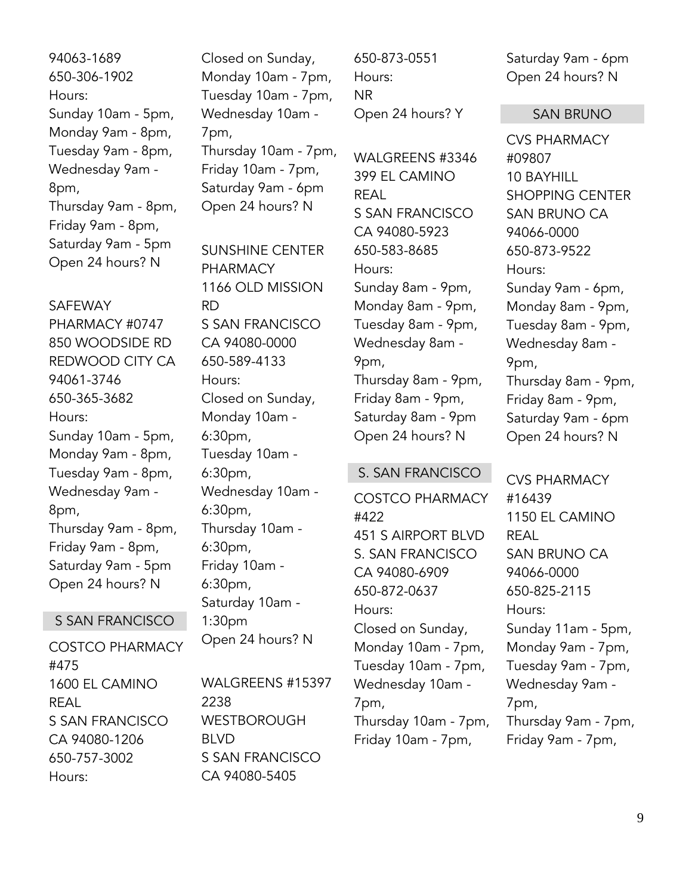94063-1689
650-306-1902
Hours:
Sunday 10am - 5pm,
Monday 9am - 8pm,
Tuesday 9am - 8pm,
Wednesday 9am - 8pm,
Thursday 9am - 8pm,
Friday 9am - 8pm,
Saturday 9am - 5pm
Open 24 hours? N

SAFEWAY PHARMACY #0747
850 WOODSIDE RD
REDWOOD CITY CA 94061-3746
650-365-3682
Hours:
Sunday 10am - 5pm,
Monday 9am - 8pm,
Tuesday 9am - 8pm,
Wednesday 9am - 8pm,
Thursday 9am - 8pm,
Friday 9am - 8pm,
Saturday 9am - 5pm
Open 24 hours? N

## S SAN FRANCISCO

COSTCO PHARMACY #475
1600 EL CAMINO REAL
S SAN FRANCISCO CA 94080-1206
650-757-3002
Hours:
Closed on Sunday,
Monday 10am - 7pm,
Tuesday 10am - 7pm,
Wednesday 10am - 7pm,
Thursday 10am - 7pm,
Friday 10am - 7pm,
Saturday 9am - 6pm
Open 24 hours? N

SUNSHINE CENTER PHARMACY
1166 OLD MISSION RD
S SAN FRANCISCO CA 94080-0000
650-589-4133
Hours:
Closed on Sunday,
Monday 10am - 6:30pm,
Tuesday 10am - 6:30pm,
Wednesday 10am - 6:30pm,
Thursday 10am - 6:30pm,
Friday 10am - 6:30pm,
Saturday 10am - 1:30pm
Open 24 hours? N

WALGREENS #15397
2238 WESTBOROUGH BLVD
S SAN FRANCISCO CA 94080-5405
650-873-0551
Hours:
NR
Open 24 hours? Y

WALGREENS #3346
399 EL CAMINO REAL
S SAN FRANCISCO CA 94080-5923
650-583-8685
Hours:
Sunday 8am - 9pm,
Monday 8am - 9pm,
Tuesday 8am - 9pm,
Wednesday 8am - 9pm,
Thursday 8am - 9pm,
Friday 8am - 9pm,
Saturday 8am - 9pm
Open 24 hours? N

## S. SAN FRANCISCO

COSTCO PHARMACY #422
451 S AIRPORT BLVD
S. SAN FRANCISCO CA 94080-6909
650-872-0637
Hours:
Closed on Sunday,
Monday 10am - 7pm,
Tuesday 10am - 7pm,
Wednesday 10am - 7pm,
Thursday 10am - 7pm,
Friday 10am - 7pm,
Saturday 9am - 6pm
Open 24 hours? N

## SAN BRUNO

CVS PHARMACY #09807
10 BAYHILL SHOPPING CENTER
SAN BRUNO CA 94066-0000
650-873-9522
Hours:
Sunday 9am - 6pm,
Monday 8am - 9pm,
Tuesday 8am - 9pm,
Wednesday 8am - 9pm,
Thursday 8am - 9pm,
Friday 8am - 9pm,
Saturday 9am - 6pm
Open 24 hours? N

CVS PHARMACY #16439
1150 EL CAMINO REAL
SAN BRUNO CA 94066-0000
650-825-2115
Hours:
Sunday 11am - 5pm,
Monday 9am - 7pm,
Tuesday 9am - 7pm,
Wednesday 9am - 7pm,
Thursday 9am - 7pm,
Friday 9am - 7pm,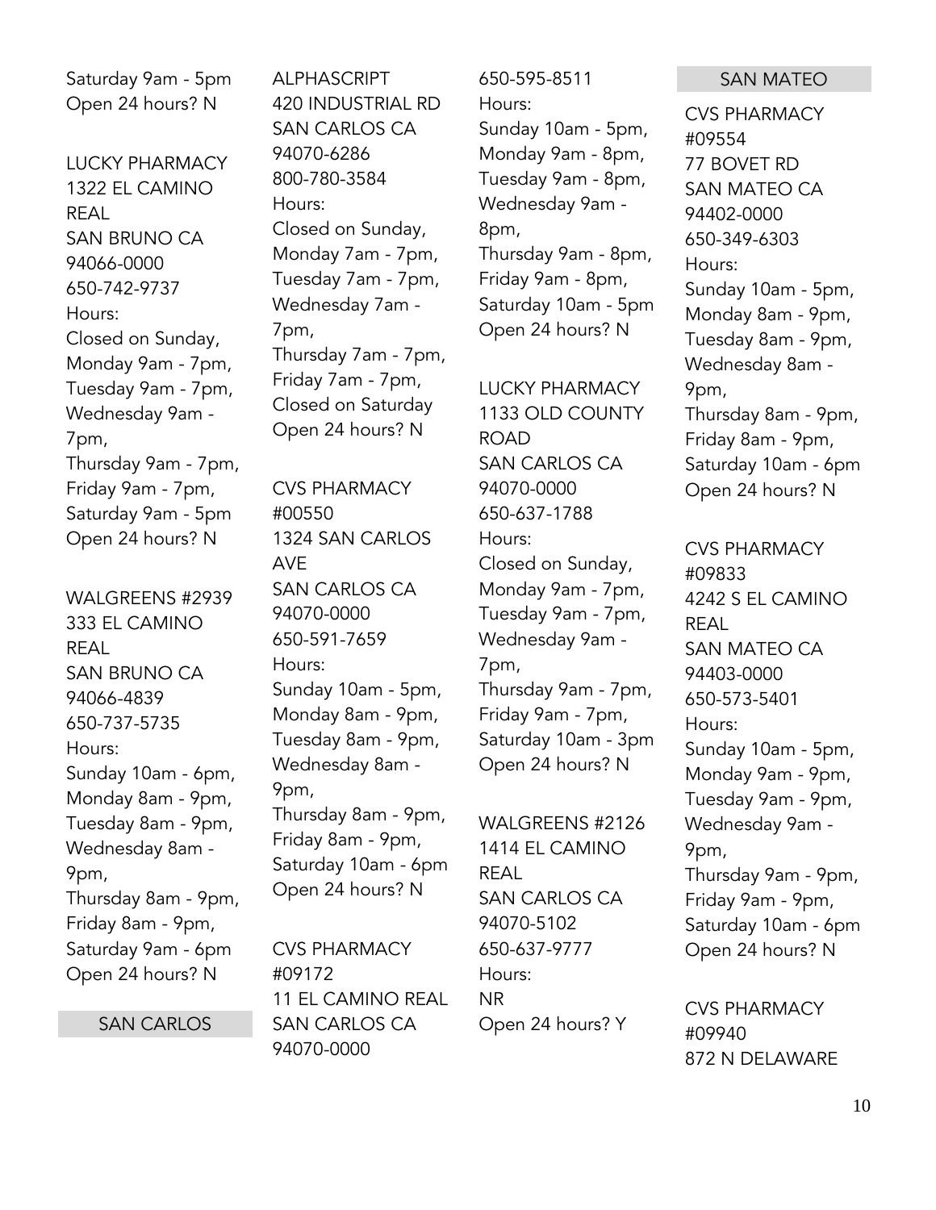Saturday 9am - 5pm
Open 24 hours? N

LUCKY PHARMACY
1322 EL CAMINO REAL
SAN BRUNO CA
94066-0000
650-742-9737
Hours:
Closed on Sunday,
Monday 9am - 7pm,
Tuesday 9am - 7pm,
Wednesday 9am - 7pm,
Thursday 9am - 7pm,
Friday 9am - 7pm,
Saturday 9am - 5pm
Open 24 hours? N

WALGREENS #2939
333 EL CAMINO REAL
SAN BRUNO CA
94066-4839
650-737-5735
Hours:
Sunday 10am - 6pm,
Monday 8am - 9pm,
Tuesday 8am - 9pm,
Wednesday 8am - 9pm,
Thursday 8am - 9pm,
Friday 8am - 9pm,
Saturday 9am - 6pm
Open 24 hours? N

## SAN CARLOS

ALPHASCRIPT
420 INDUSTRIAL RD
SAN CARLOS CA
94070-6286
800-780-3584
Hours:
Closed on Sunday,
Monday 7am - 7pm,
Tuesday 7am - 7pm,
Wednesday 7am - 7pm,
Thursday 7am - 7pm,
Friday 7am - 7pm,
Closed on Saturday
Open 24 hours? N

CVS PHARMACY #00550
1324 SAN CARLOS AVE
SAN CARLOS CA
94070-0000
650-591-7659
Hours:
Sunday 10am - 5pm,
Monday 8am - 9pm,
Tuesday 8am - 9pm,
Wednesday 8am - 9pm,
Thursday 8am - 9pm,
Friday 8am - 9pm,
Saturday 10am - 6pm
Open 24 hours? N

CVS PHARMACY #09172
11 EL CAMINO REAL
SAN CARLOS CA
94070-0000
650-595-8511
Hours:
Sunday 10am - 5pm,
Monday 9am - 8pm,
Tuesday 9am - 8pm,
Wednesday 9am - 8pm,
Thursday 9am - 8pm,
Friday 9am - 8pm,
Saturday 10am - 5pm
Open 24 hours? N

LUCKY PHARMACY
1133 OLD COUNTY ROAD
SAN CARLOS CA
94070-0000
650-637-1788
Hours:
Closed on Sunday,
Monday 9am - 7pm,
Tuesday 9am - 7pm,
Wednesday 9am - 7pm,
Thursday 9am - 7pm,
Friday 9am - 7pm,
Saturday 10am - 3pm
Open 24 hours? N

WALGREENS #2126
1414 EL CAMINO REAL
SAN CARLOS CA
94070-5102
650-637-9777
Hours:
NR
Open 24 hours? Y

## SAN MATEO

CVS PHARMACY #09554
77 BOVET RD
SAN MATEO CA
94402-0000
650-349-6303
Hours:
Sunday 10am - 5pm,
Monday 8am - 9pm,
Tuesday 8am - 9pm,
Wednesday 8am - 9pm,
Thursday 8am - 9pm,
Friday 8am - 9pm,
Saturday 10am - 6pm
Open 24 hours? N

CVS PHARMACY #09833
4242 S EL CAMINO REAL
SAN MATEO CA
94403-0000
650-573-5401
Hours:
Sunday 10am - 5pm,
Monday 9am - 9pm,
Tuesday 9am - 9pm,
Wednesday 9am - 9pm,
Thursday 9am - 9pm,
Friday 9am - 9pm,
Saturday 10am - 6pm
Open 24 hours? N

CVS PHARMACY #09940
872 N DELAWARE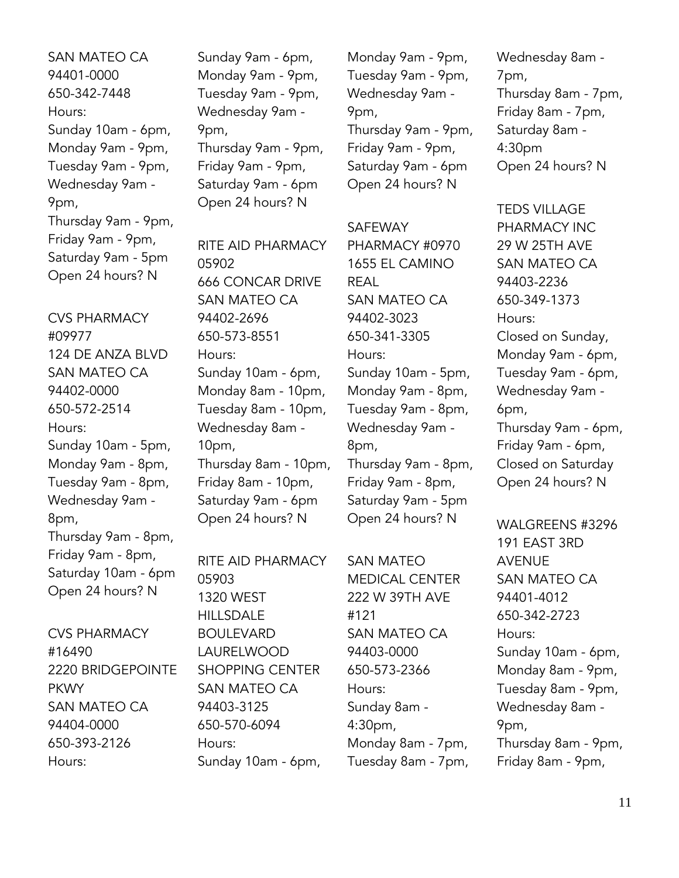SAN MATEO CA
94401-0000
650-342-7448
Hours:
Sunday 10am - 6pm,
Monday 9am - 9pm,
Tuesday 9am - 9pm,
Wednesday 9am - 9pm,
Thursday 9am - 9pm,
Friday 9am - 9pm,
Saturday 9am - 5pm
Open 24 hours? N

CVS PHARMACY #09977
124 DE ANZA BLVD
SAN MATEO CA
94402-0000
650-572-2514
Hours:
Sunday 10am - 5pm,
Monday 9am - 8pm,
Tuesday 9am - 8pm,
Wednesday 9am - 8pm,
Thursday 9am - 8pm,
Friday 9am - 8pm,
Saturday 10am - 6pm
Open 24 hours? N

CVS PHARMACY #16490
2220 BRIDGEPOINTE PKWY
SAN MATEO CA
94404-0000
650-393-2126
Hours:
Sunday 9am - 6pm,
Monday 9am - 9pm,
Tuesday 9am - 9pm,
Wednesday 9am - 9pm,
Thursday 9am - 9pm,
Friday 9am - 9pm,
Saturday 9am - 6pm
Open 24 hours? N

RITE AID PHARMACY 05902
666 CONCAR DRIVE
SAN MATEO CA
94402-2696
650-573-8551
Hours:
Sunday 10am - 6pm,
Monday 8am - 10pm,
Tuesday 8am - 10pm,
Wednesday 8am - 10pm,
Thursday 8am - 10pm,
Friday 8am - 10pm,
Saturday 9am - 6pm
Open 24 hours? N

RITE AID PHARMACY 05903
1320 WEST HILLSDALE BOULEVARD LAURELWOOD SHOPPING CENTER
SAN MATEO CA
94403-3125
650-570-6094
Hours:
Sunday 10am - 6pm,
Monday 9am - 9pm,
Tuesday 9am - 9pm,
Wednesday 9am - 9pm,
Thursday 9am - 9pm,
Friday 9am - 9pm,
Saturday 9am - 6pm
Open 24 hours? N

SAFEWAY PHARMACY #0970
1655 EL CAMINO REAL
SAN MATEO CA
94402-3023
650-341-3305
Hours:
Sunday 10am - 5pm,
Monday 9am - 8pm,
Tuesday 9am - 8pm,
Wednesday 9am - 8pm,
Thursday 9am - 8pm,
Friday 9am - 8pm,
Saturday 9am - 5pm
Open 24 hours? N

SAN MATEO MEDICAL CENTER
222 W 39TH AVE #121
SAN MATEO CA
94403-0000
650-573-2366
Hours:
Sunday 8am - 4:30pm,
Monday 8am - 7pm,
Tuesday 8am - 7pm,
Wednesday 8am - 7pm,
Thursday 8am - 7pm,
Friday 8am - 7pm,
Saturday 8am - 4:30pm
Open 24 hours? N

TEDS VILLAGE PHARMACY INC
29 W 25TH AVE
SAN MATEO CA
94403-2236
650-349-1373
Hours:
Closed on Sunday,
Monday 9am - 6pm,
Tuesday 9am - 6pm,
Wednesday 9am - 6pm,
Thursday 9am - 6pm,
Friday 9am - 6pm,
Closed on Saturday
Open 24 hours? N

WALGREENS #3296
191 EAST 3RD AVENUE
SAN MATEO CA
94401-4012
650-342-2723
Hours:
Sunday 10am - 6pm,
Monday 8am - 9pm,
Tuesday 8am - 9pm,
Wednesday 8am - 9pm,
Thursday 8am - 9pm,
Friday 8am - 9pm,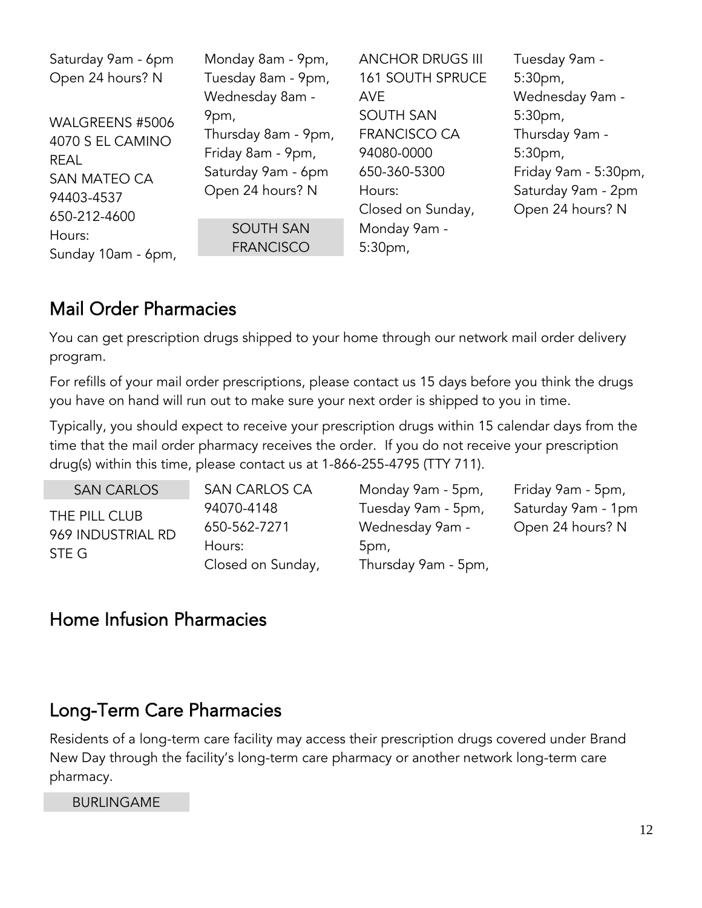Saturday 9am - 6pm
Open 24 hours? N

WALGREENS #5006
4070 S EL CAMINO REAL
SAN MATEO CA 94403-4537
650-212-4600
Hours:
Sunday 10am - 6pm,
Monday 8am - 9pm,
Tuesday 8am - 9pm,
Wednesday 8am - 9pm,
Thursday 8am - 9pm,
Friday 8am - 9pm,
Saturday 9am - 6pm
Open 24 hours? N

SOUTH SAN FRANCISCO

ANCHOR DRUGS III
161 SOUTH SPRUCE AVE
SOUTH SAN FRANCISCO CA 94080-0000
650-360-5300
Hours:
Closed on Sunday,
Monday 9am - 5:30pm,
Tuesday 9am - 5:30pm,
Wednesday 9am - 5:30pm,
Thursday 9am - 5:30pm,
Friday 9am - 5:30pm,
Saturday 9am - 2pm
Open 24 hours? N

## Mail Order Pharmacies

You can get prescription drugs shipped to your home through our network mail order delivery program.

For refills of your mail order prescriptions, please contact us 15 days before you think the drugs you have on hand will run out to make sure your next order is shipped to you in time.

Typically, you should expect to receive your prescription drugs within 15 calendar days from the time that the mail order pharmacy receives the order. If you do not receive your prescription drug(s) within this time, please contact us at 1-866-255-4795 (TTY 711).

SAN CARLOS

THE PILL CLUB
969 INDUSTRIAL RD STE G
SAN CARLOS CA 94070-4148
650-562-7271
Hours:
Closed on Sunday,
Monday 9am - 5pm,
Tuesday 9am - 5pm,
Wednesday 9am - 5pm,
Thursday 9am - 5pm,
Friday 9am - 5pm,
Saturday 9am - 1pm
Open 24 hours? N

## Home Infusion Pharmacies

## Long-Term Care Pharmacies

Residents of a long-term care facility may access their prescription drugs covered under Brand New Day through the facility's long-term care pharmacy or another network long-term care pharmacy.

BURLINGAME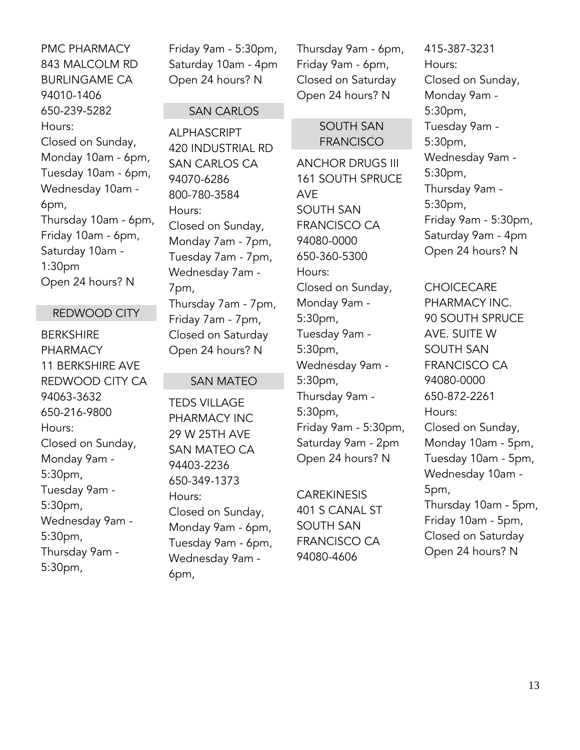PMC PHARMACY
843 MALCOLM RD
BURLINGAME CA
94010-1406
650-239-5282
Hours:
Closed on Sunday,
Monday 10am - 6pm,
Tuesday 10am - 6pm,
Wednesday 10am - 6pm,
Thursday 10am - 6pm,
Friday 10am - 6pm,
Saturday 10am - 1:30pm
Open 24 hours? N

## REDWOOD CITY

BERKSHIRE PHARMACY
11 BERKSHIRE AVE
REDWOOD CITY CA
94063-3632
650-216-9800
Hours:
Closed on Sunday,
Monday 9am - 5:30pm,
Tuesday 9am - 5:30pm,
Wednesday 9am - 5:30pm,
Thursday 9am - 5:30pm,
Friday 9am - 5:30pm,
Saturday 10am - 4pm
Open 24 hours? N

## SAN CARLOS

ALPHASCRIPT
420 INDUSTRIAL RD
SAN CARLOS CA
94070-6286
800-780-3584
Hours:
Closed on Sunday,
Monday 7am - 7pm,
Tuesday 7am - 7pm,
Wednesday 7am - 7pm,
Thursday 7am - 7pm,
Friday 7am - 7pm,
Closed on Saturday
Open 24 hours? N

## SAN MATEO

TEDS VILLAGE PHARMACY INC
29 W 25TH AVE
SAN MATEO CA
94403-2236
650-349-1373
Hours:
Closed on Sunday,
Monday 9am - 6pm,
Tuesday 9am - 6pm,
Wednesday 9am - 6pm,
Thursday 9am - 6pm,
Friday 9am - 6pm,
Closed on Saturday
Open 24 hours? N

## SOUTH SAN FRANCISCO

ANCHOR DRUGS III
161 SOUTH SPRUCE AVE
SOUTH SAN FRANCISCO CA
94080-0000
650-360-5300
Hours:
Closed on Sunday,
Monday 9am - 5:30pm,
Tuesday 9am - 5:30pm,
Wednesday 9am - 5:30pm,
Thursday 9am - 5:30pm,
Friday 9am - 5:30pm,
Saturday 9am - 2pm
Open 24 hours? N

CAREKINESIS
401 S CANAL ST
SOUTH SAN FRANCISCO CA
94080-4606
415-387-3231
Hours:
Closed on Sunday,
Monday 9am - 5:30pm,
Tuesday 9am - 5:30pm,
Wednesday 9am - 5:30pm,
Thursday 9am - 5:30pm,
Friday 9am - 5:30pm,
Saturday 9am - 4pm
Open 24 hours? N

CHOICECARE PHARMACY INC.
90 SOUTH SPRUCE AVE. SUITE W
SOUTH SAN FRANCISCO CA
94080-0000
650-872-2261
Hours:
Closed on Sunday,
Monday 10am - 5pm,
Tuesday 10am - 5pm,
Wednesday 10am - 5pm,
Thursday 10am - 5pm,
Friday 10am - 5pm,
Closed on Saturday
Open 24 hours? N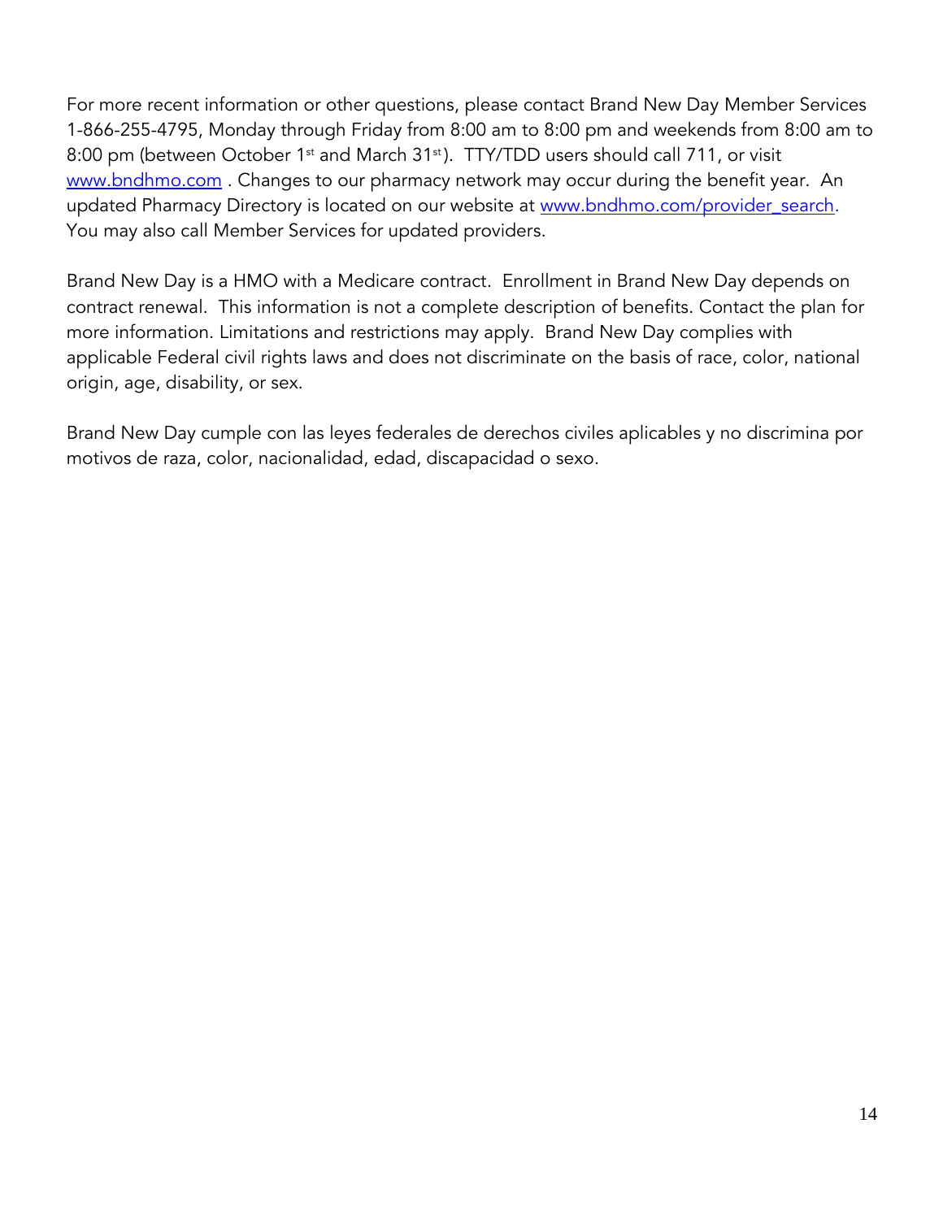For more recent information or other questions, please contact Brand New Day Member Services 1-866-255-4795, Monday through Friday from 8:00 am to 8:00 pm and weekends from 8:00 am to 8:00 pm (between October 1st and March 31st). TTY/TDD users should call 711, or visit www.bndhmo.com . Changes to our pharmacy network may occur during the benefit year. An updated Pharmacy Directory is located on our website at www.bndhmo.com/provider_search. You may also call Member Services for updated providers.

Brand New Day is a HMO with a Medicare contract. Enrollment in Brand New Day depends on contract renewal. This information is not a complete description of benefits. Contact the plan for more information. Limitations and restrictions may apply. Brand New Day complies with applicable Federal civil rights laws and does not discriminate on the basis of race, color, national origin, age, disability, or sex.

Brand New Day cumple con las leyes federales de derechos civiles aplicables y no discrimina por motivos de raza, color, nacionalidad, edad, discapacidad o sexo.